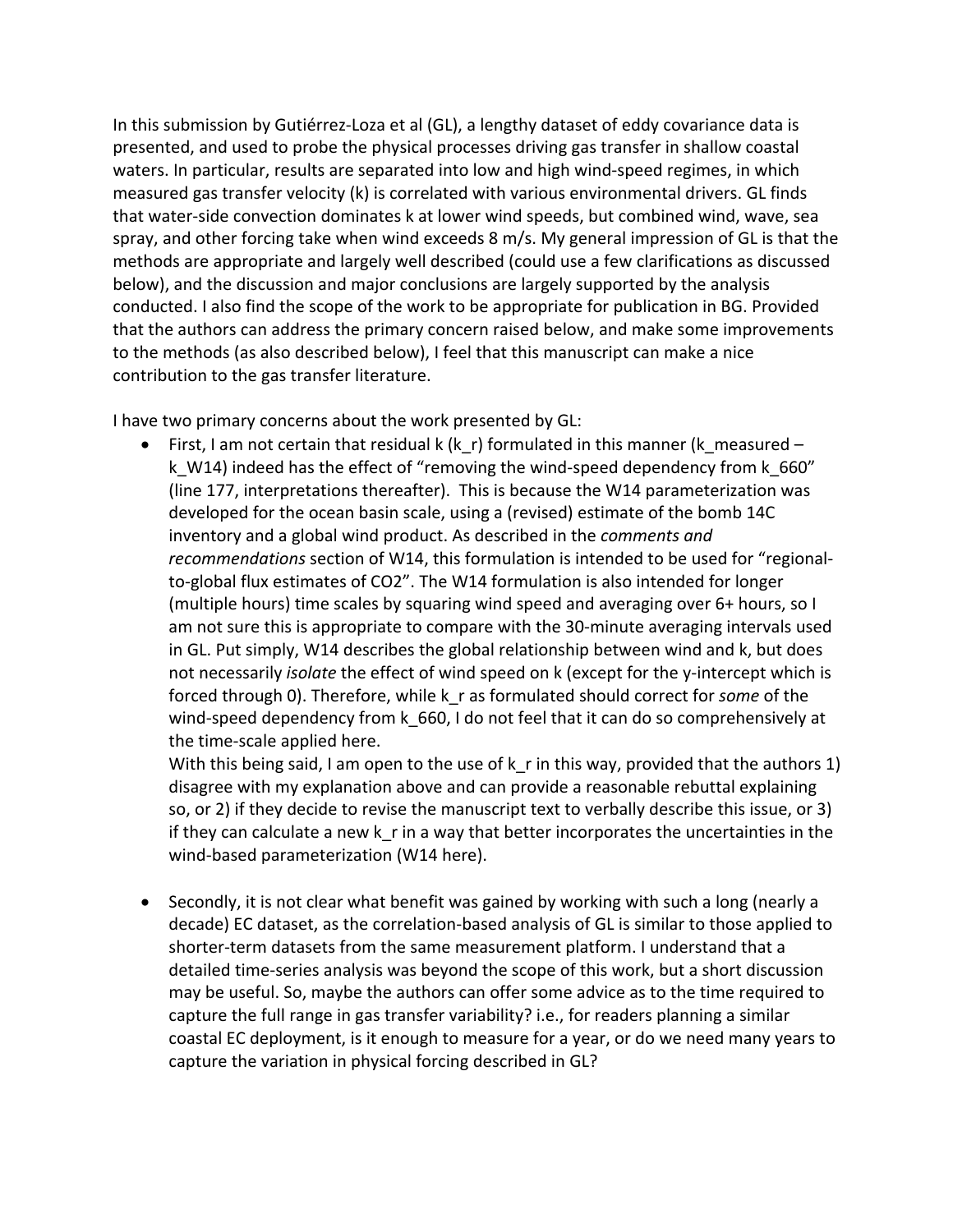In this submission by Gutiérrez-Loza et al (GL), a lengthy dataset of eddy covariance data is presented, and used to probe the physical processes driving gas transfer in shallow coastal waters. In particular, results are separated into low and high wind-speed regimes, in which measured gas transfer velocity (k) is correlated with various environmental drivers. GL finds that water-side convection dominates k at lower wind speeds, but combined wind, wave, sea spray, and other forcing take when wind exceeds 8 m/s. My general impression of GL is that the methods are appropriate and largely well described (could use a few clarifications as discussed below), and the discussion and major conclusions are largely supported by the analysis conducted. I also find the scope of the work to be appropriate for publication in BG. Provided that the authors can address the primary concern raised below, and make some improvements to the methods (as also described below), I feel that this manuscript can make a nice contribution to the gas transfer literature.

I have two primary concerns about the work presented by GL:

- First, I am not certain that residual k ($k_r$) formulated in this manner ($k_{measured} - k_{W14}$) indeed has the effect of "removing the wind-speed dependency from $k_{660}$" (line 177, interpretations thereafter). This is because the W14 parameterization was developed for the ocean basin scale, using a (revised) estimate of the bomb 14C inventory and a global wind product. As described in the *comments and recommendations* section of W14, this formulation is intended to be used for "regional-to-global flux estimates of CO2". The W14 formulation is also intended for longer (multiple hours) time scales by squaring wind speed and averaging over 6+ hours, so I am not sure this is appropriate to compare with the 30-minute averaging intervals used in GL. Put simply, W14 describes the global relationship between wind and k, but does not necessarily *isolate* the effect of wind speed on k (except for the y-intercept which is forced through 0). Therefore, while $k_r$ as formulated should correct for *some* of the wind-speed dependency from $k_{660}$, I do not feel that it can do so comprehensively at the time-scale applied here.
  With this being said, I am open to the use of $k_r$ in this way, provided that the authors 1) disagree with my explanation above and can provide a reasonable rebuttal explaining so, or 2) if they decide to revise the manuscript text to verbally describe this issue, or 3) if they can calculate a new $k_r$ in a way that better incorporates the uncertainties in the wind-based parameterization (W14 here).

- Secondly, it is not clear what benefit was gained by working with such a long (nearly a decade) EC dataset, as the correlation-based analysis of GL is similar to those applied to shorter-term datasets from the same measurement platform. I understand that a detailed time-series analysis was beyond the scope of this work, but a short discussion may be useful. So, maybe the authors can offer some advice as to the time required to capture the full range in gas transfer variability? i.e., for readers planning a similar coastal EC deployment, is it enough to measure for a year, or do we need many years to capture the variation in physical forcing described in GL?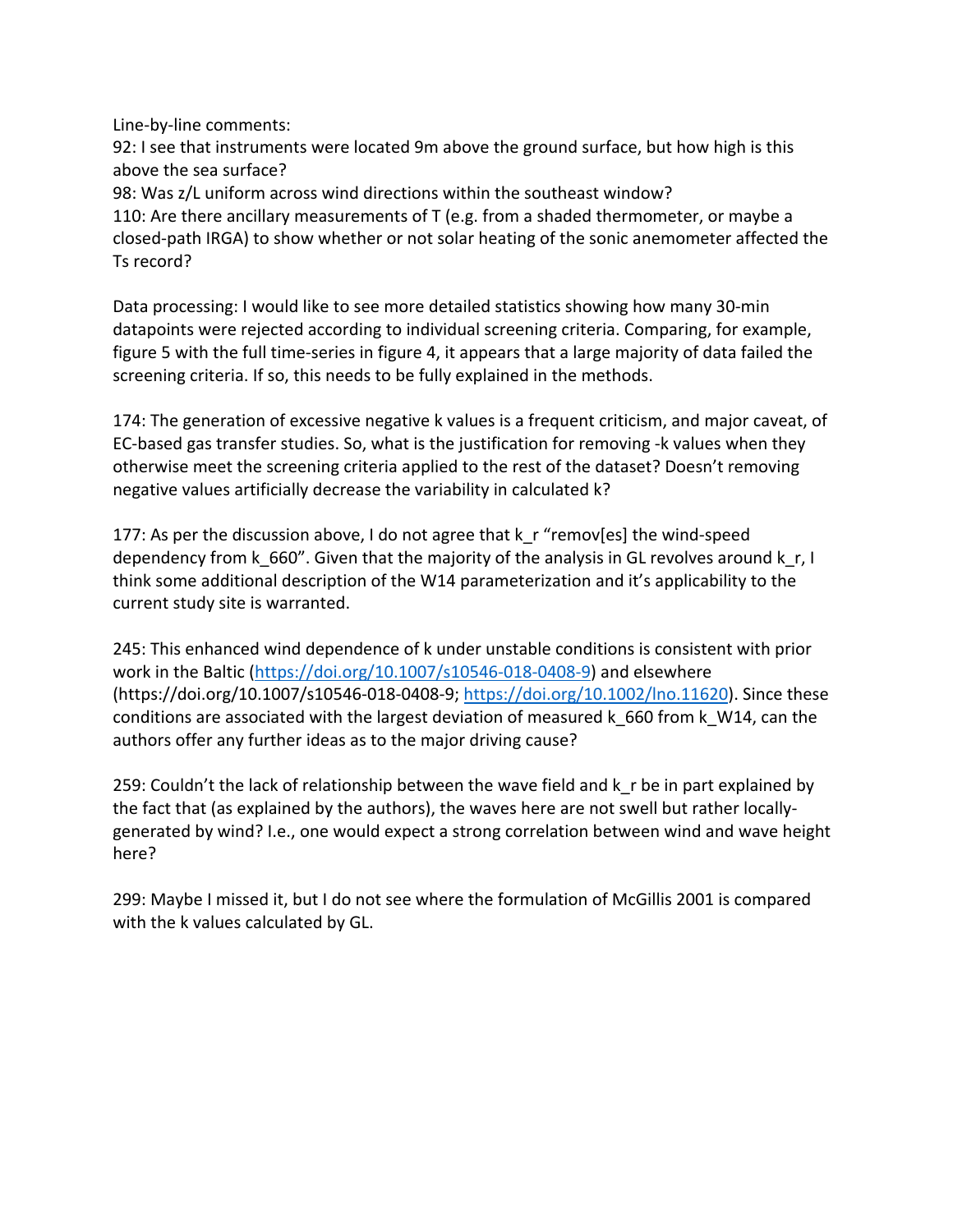Line-by-line comments:

92: I see that instruments were located 9m above the ground surface, but how high is this above the sea surface?

98: Was z/L uniform across wind directions within the southeast window?

110: Are there ancillary measurements of T (e.g. from a shaded thermometer, or maybe a closed-path IRGA) to show whether or not solar heating of the sonic anemometer affected the Ts record?

Data processing: I would like to see more detailed statistics showing how many 30-min datapoints were rejected according to individual screening criteria. Comparing, for example, figure 5 with the full time-series in figure 4, it appears that a large majority of data failed the screening criteria. If so, this needs to be fully explained in the methods.

174: The generation of excessive negative k values is a frequent criticism, and major caveat, of EC-based gas transfer studies. So, what is the justification for removing -k values when they otherwise meet the screening criteria applied to the rest of the dataset? Doesn't removing negative values artificially decrease the variability in calculated k?

177: As per the discussion above, I do not agree that k_r "remov[es] the wind-speed dependency from k_660". Given that the majority of the analysis in GL revolves around k_r, I think some additional description of the W14 parameterization and it's applicability to the current study site is warranted.

245: This enhanced wind dependence of k under unstable conditions is consistent with prior work in the Baltic (https://doi.org/10.1007/s10546-018-0408-9) and elsewhere (https://doi.org/10.1007/s10546-018-0408-9; https://doi.org/10.1002/lno.11620). Since these conditions are associated with the largest deviation of measured k_660 from k_W14, can the authors offer any further ideas as to the major driving cause?

259: Couldn't the lack of relationship between the wave field and k_r be in part explained by the fact that (as explained by the authors), the waves here are not swell but rather locally-generated by wind? I.e., one would expect a strong correlation between wind and wave height here?

299: Maybe I missed it, but I do not see where the formulation of McGillis 2001 is compared with the k values calculated by GL.